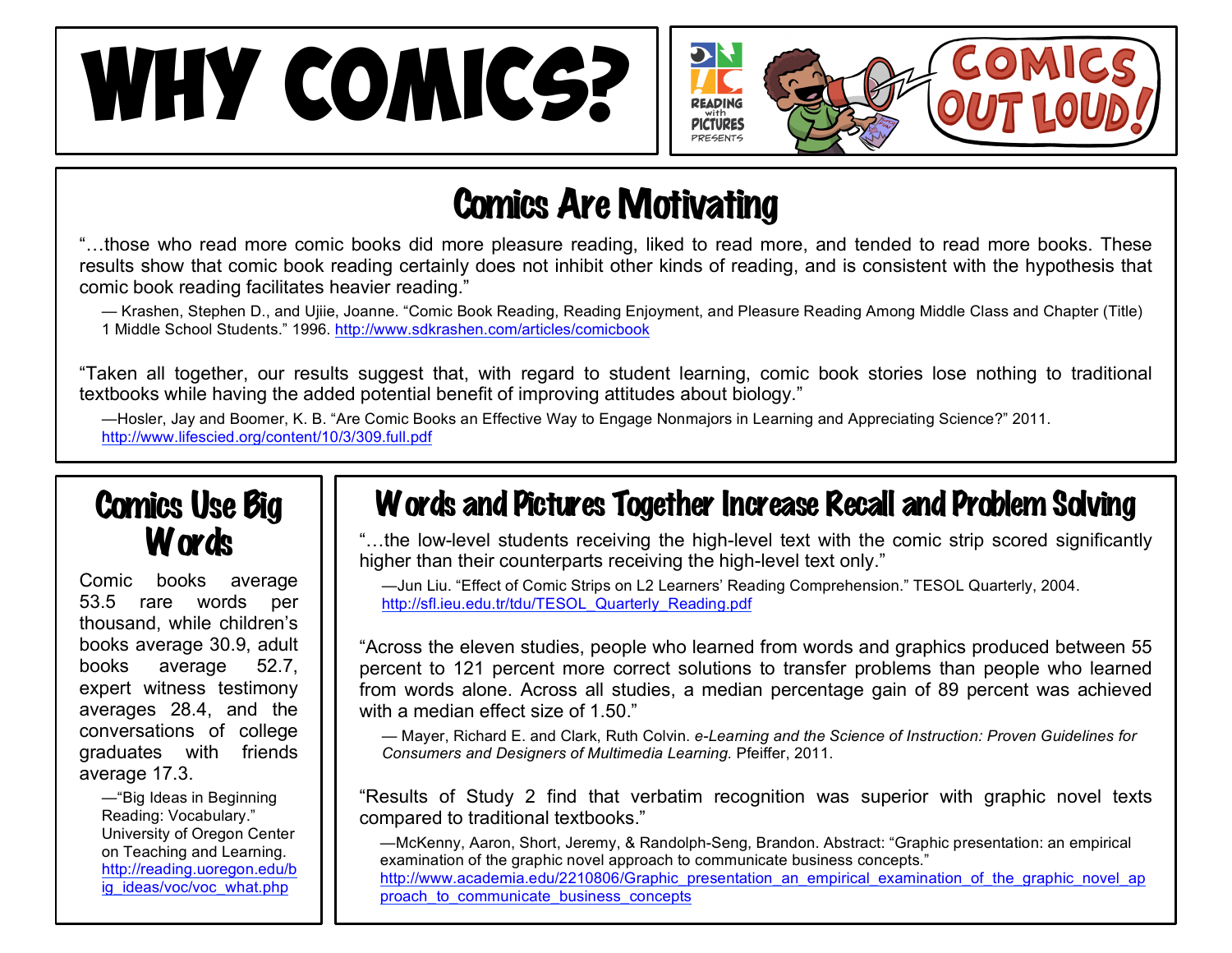# WHY COMICS?

READING with PICTURES PRESENTS

COMICS OUT LOUD!

## Comics Are Motivating

"…those who read more comic books did more pleasure reading, liked to read more, and tended to read more books. These results show that comic book reading certainly does not inhibit other kinds of reading, and is consistent with the hypothesis that comic book reading facilitates heavier reading."

— Krashen, Stephen D., and Ujiie, Joanne. "Comic Book Reading, Reading Enjoyment, and Pleasure Reading Among Middle Class and Chapter (Title) 1 Middle School Students." 1996. http://www.sdkrashen.com/articles/comicbook

"Taken all together, our results suggest that, with regard to student learning, comic book stories lose nothing to traditional textbooks while having the added potential benefit of improving attitudes about biology."

—Hosler, Jay and Boomer, K. B. "Are Comic Books an Effective Way to Engage Nonmajors in Learning and Appreciating Science?" 2011. http://www.lifescied.org/content/10/3/309.full.pdf

## Comics Use Big Words

Comic books average 53.5 rare words per thousand, while children's books average 30.9, adult books average 52.7, expert witness testimony averages 28.4, and the conversations of college graduates with friends average 17.3.

—"Big Ideas in Beginning Reading: Vocabulary." University of Oregon Center on Teaching and Learning. http://reading.uoregon.edu/big_ideas/voc/voc_what.php

## Words and Pictures Together Increase Recall and Problem Solving

"…the low-level students receiving the high-level text with the comic strip scored significantly higher than their counterparts receiving the high-level text only."

—Jun Liu. "Effect of Comic Strips on L2 Learners' Reading Comprehension." TESOL Quarterly, 2004. http://sfl.ieu.edu.tr/tdu/TESOL_Quarterly_Reading.pdf

"Across the eleven studies, people who learned from words and graphics produced between 55 percent to 121 percent more correct solutions to transfer problems than people who learned from words alone. Across all studies, a median percentage gain of 89 percent was achieved with a median effect size of 1.50."

— Mayer, Richard E. and Clark, Ruth Colvin. *e-Learning and the Science of Instruction: Proven Guidelines for Consumers and Designers of Multimedia Learning.* Pfeiffer, 2011.

"Results of Study 2 find that verbatim recognition was superior with graphic novel texts compared to traditional textbooks."

—McKenny, Aaron, Short, Jeremy, & Randolph-Seng, Brandon. Abstract: "Graphic presentation: an empirical examination of the graphic novel approach to communicate business concepts." http://www.academia.edu/2210806/Graphic_presentation_an_empirical_examination_of_the_graphic_novel_approach_to_communicate_business_concepts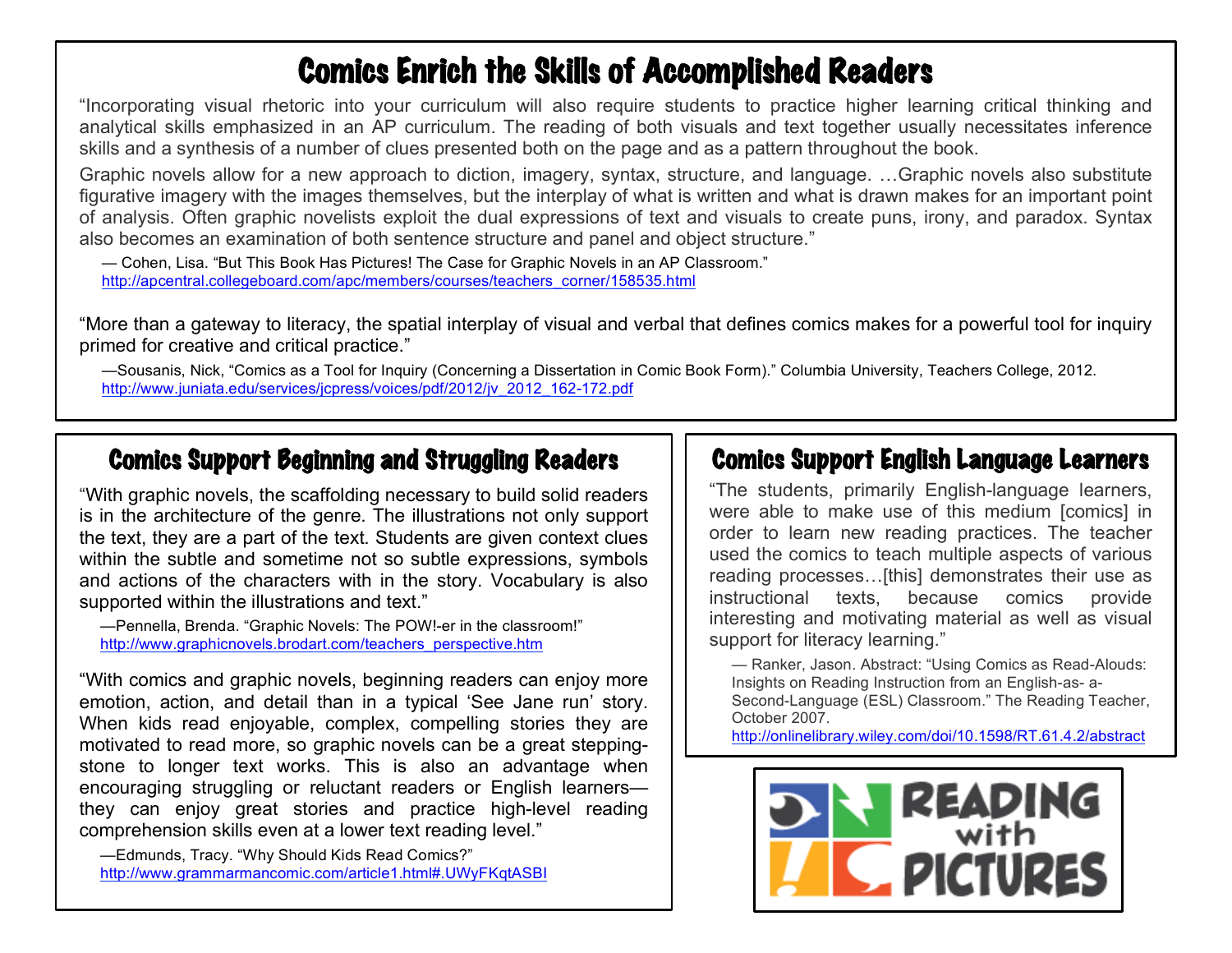# Comics Enrich the Skills of Accomplished Readers

"Incorporating visual rhetoric into your curriculum will also require students to practice higher learning critical thinking and analytical skills emphasized in an AP curriculum. The reading of both visuals and text together usually necessitates inference skills and a synthesis of a number of clues presented both on the page and as a pattern throughout the book.

Graphic novels allow for a new approach to diction, imagery, syntax, structure, and language. …Graphic novels also substitute figurative imagery with the images themselves, but the interplay of what is written and what is drawn makes for an important point of analysis. Often graphic novelists exploit the dual expressions of text and visuals to create puns, irony, and paradox. Syntax also becomes an examination of both sentence structure and panel and object structure."

— Cohen, Lisa. "But This Book Has Pictures! The Case for Graphic Novels in an AP Classroom." http://apcentral.collegeboard.com/apc/members/courses/teachers_corner/158535.html

"More than a gateway to literacy, the spatial interplay of visual and verbal that defines comics makes for a powerful tool for inquiry primed for creative and critical practice."

—Sousanis, Nick, "Comics as a Tool for Inquiry (Concerning a Dissertation in Comic Book Form)." Columbia University, Teachers College, 2012. http://www.juniata.edu/services/jcpress/voices/pdf/2012/jv_2012_162-172.pdf

## Comics Support Beginning and Struggling Readers

"With graphic novels, the scaffolding necessary to build solid readers is in the architecture of the genre. The illustrations not only support the text, they are a part of the text. Students are given context clues within the subtle and sometime not so subtle expressions, symbols and actions of the characters with in the story. Vocabulary is also supported within the illustrations and text."

—Pennella, Brenda. "Graphic Novels: The POW!-er in the classroom!" http://www.graphicnovels.brodart.com/teachers_perspective.htm

"With comics and graphic novels, beginning readers can enjoy more emotion, action, and detail than in a typical 'See Jane run' story. When kids read enjoyable, complex, compelling stories they are motivated to read more, so graphic novels can be a great stepping-stone to longer text works. This is also an advantage when encouraging struggling or reluctant readers or English learners—they can enjoy great stories and practice high-level reading comprehension skills even at a lower text reading level."

—Edmunds, Tracy. "Why Should Kids Read Comics?" http://www.grammarmancomic.com/article1.html#.UWyFKqtASBI

## Comics Support English Language Learners

"The students, primarily English-language learners, were able to make use of this medium [comics] in order to learn new reading practices. The teacher used the comics to teach multiple aspects of various reading processes…[this] demonstrates their use as instructional texts, because comics provide interesting and motivating material as well as visual support for literacy learning."

— Ranker, Jason. Abstract: "Using Comics as Read-Alouds: Insights on Reading Instruction from an English-as- a-Second-Language (ESL) Classroom." The Reading Teacher, October 2007. http://onlinelibrary.wiley.com/doi/10.1598/RT.61.4.2/abstract

READING with PICTURES